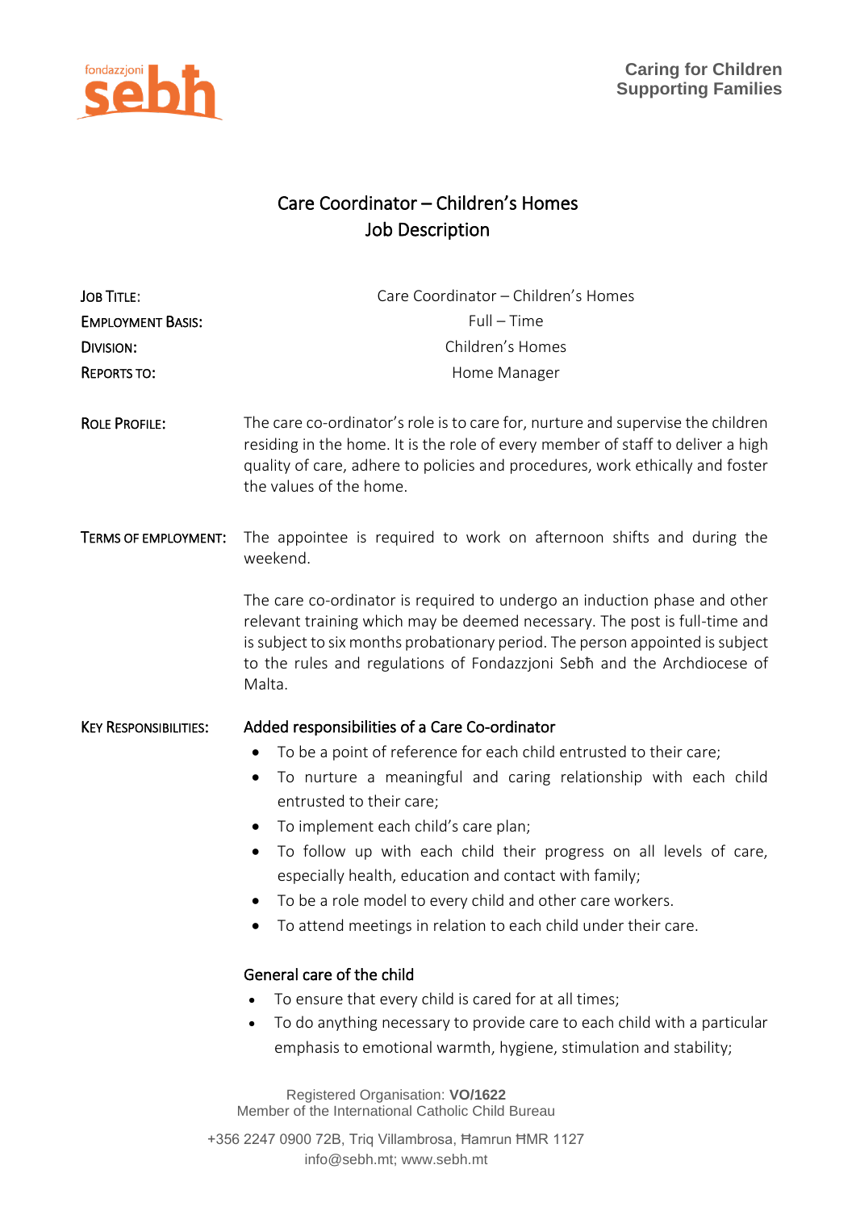fondazzjoni sebħ

Caring for Children
Supporting Families

# Care Coordinator – Children's Homes
## Job Description

| | |
|---|---|
| **Job Title:** | Care Coordinator – Children's Homes |
| **Employment Basis:** | Full – Time |
| **Division:** | Children's Homes |
| **Reports To:** | Home Manager |

**Role Profile:** The care co-ordinator's role is to care for, nurture and supervise the children residing in the home. It is the role of every member of staff to deliver a high quality of care, adhere to policies and procedures, work ethically and foster the values of the home.

**Terms of Employment:** The appointee is required to work on afternoon shifts and during the weekend.

The care co-ordinator is required to undergo an induction phase and other relevant training which may be deemed necessary. The post is full-time and is subject to six months probationary period. The person appointed is subject to the rules and regulations of Fondazzjoni Sebħ and the Archdiocese of Malta.

**Key Responsibilities:**

### Added responsibilities of a Care Co-ordinator

- To be a point of reference for each child entrusted to their care;
- To nurture a meaningful and caring relationship with each child entrusted to their care;
- To implement each child's care plan;
- To follow up with each child their progress on all levels of care, especially health, education and contact with family;
- To be a role model to every child and other care workers.
- To attend meetings in relation to each child under their care.

### General care of the child

- To ensure that every child is cared for at all times;
- To do anything necessary to provide care to each child with a particular emphasis to emotional warmth, hygiene, stimulation and stability;

Registered Organisation: **VO/1622**
Member of the International Catholic Child Bureau

+356 2247 0900 72B, Triq Villambrosa, Ħamrun ĦMR 1127
info@sebh.mt; www.sebh.mt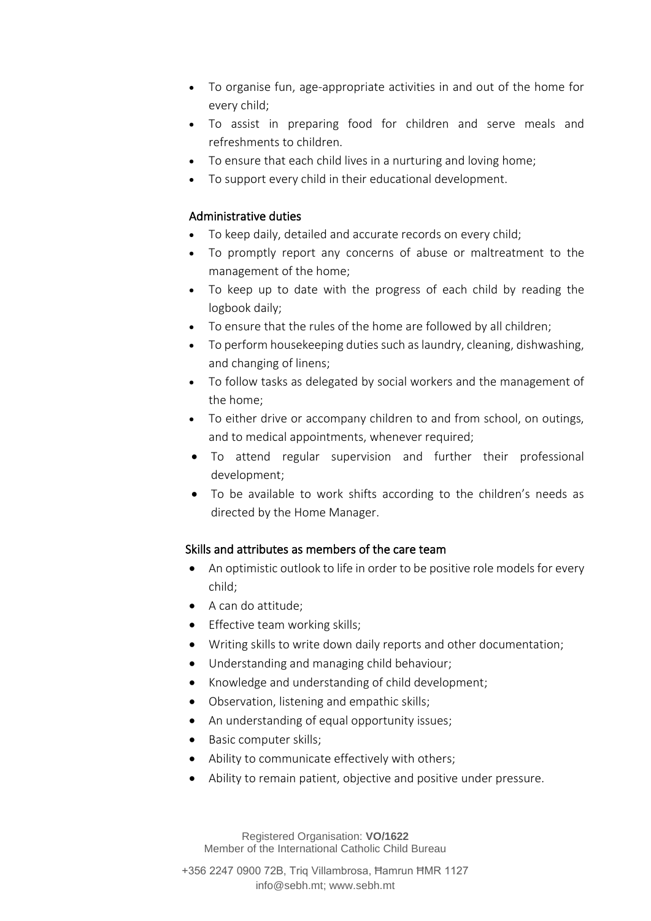- To organise fun, age-appropriate activities in and out of the home for every child;
- To assist in preparing food for children and serve meals and refreshments to children.
- To ensure that each child lives in a nurturing and loving home;
- To support every child in their educational development.

### Administrative duties

- To keep daily, detailed and accurate records on every child;
- To promptly report any concerns of abuse or maltreatment to the management of the home;
- To keep up to date with the progress of each child by reading the logbook daily;
- To ensure that the rules of the home are followed by all children;
- To perform housekeeping duties such as laundry, cleaning, dishwashing, and changing of linens;
- To follow tasks as delegated by social workers and the management of the home;
- To either drive or accompany children to and from school, on outings, and to medical appointments, whenever required;
- To attend regular supervision and further their professional development;
- To be available to work shifts according to the children's needs as directed by the Home Manager.

### Skills and attributes as members of the care team

- An optimistic outlook to life in order to be positive role models for every child;
- A can do attitude;
- Effective team working skills;
- Writing skills to write down daily reports and other documentation;
- Understanding and managing child behaviour;
- Knowledge and understanding of child development;
- Observation, listening and empathic skills;
- An understanding of equal opportunity issues;
- Basic computer skills;
- Ability to communicate effectively with others;
- Ability to remain patient, objective and positive under pressure.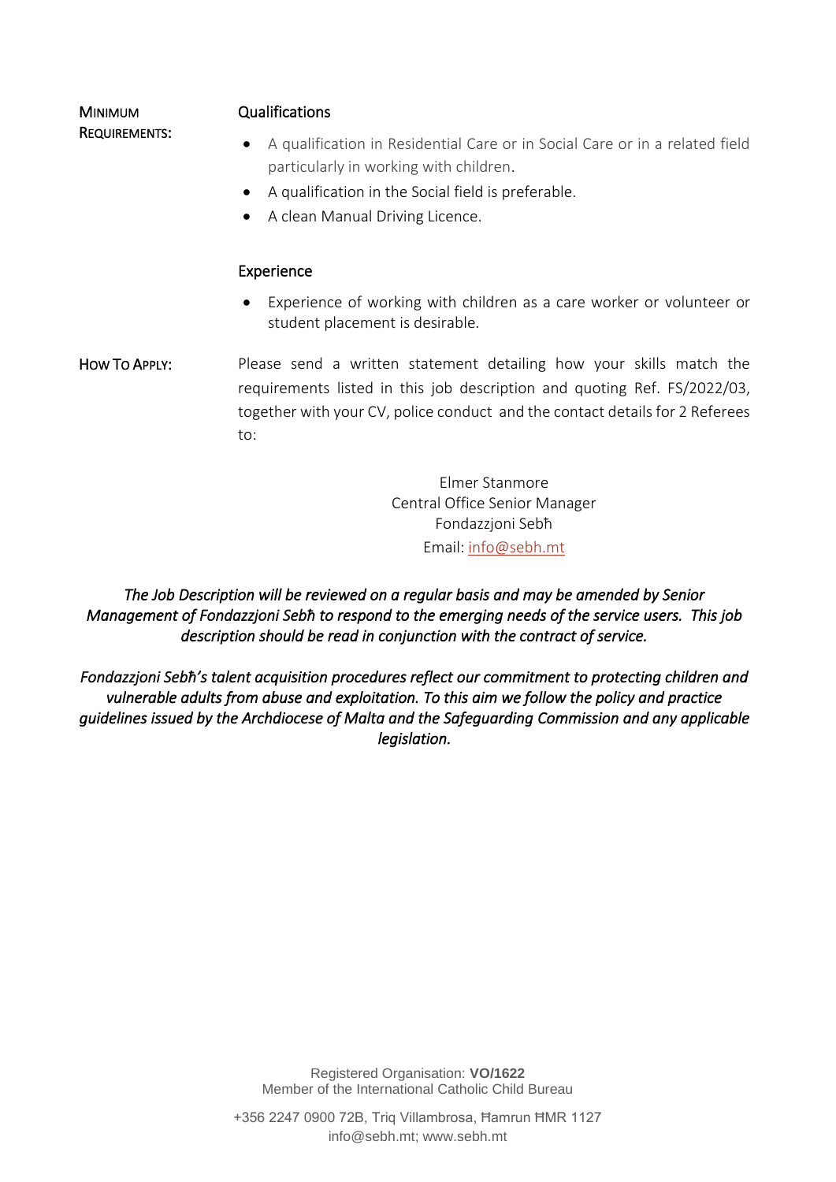**Minimum Requirements:**

**Qualifications**

- A qualification in Residential Care or in Social Care or in a related field particularly in working with children.
- A qualification in the Social field is preferable.
- A clean Manual Driving Licence.

**Experience**

- Experience of working with children as a care worker or volunteer or student placement is desirable.

**How To Apply:**

Please send a written statement detailing how your skills match the requirements listed in this job description and quoting Ref. FS/2022/03, together with your CV, police conduct and the contact details for 2 Referees to:

Elmer Stanmore
Central Office Senior Manager
Fondazzjoni Sebħ
Email: info@sebh.mt

*The Job Description will be reviewed on a regular basis and may be amended by Senior Management of Fondazzjoni Sebħ to respond to the emerging needs of the service users. This job description should be read in conjunction with the contract of service.*

*Fondazzjoni Sebħ's talent acquisition procedures reflect our commitment to protecting children and vulnerable adults from abuse and exploitation. To this aim we follow the policy and practice guidelines issued by the Archdiocese of Malta and the Safeguarding Commission and any applicable legislation.*